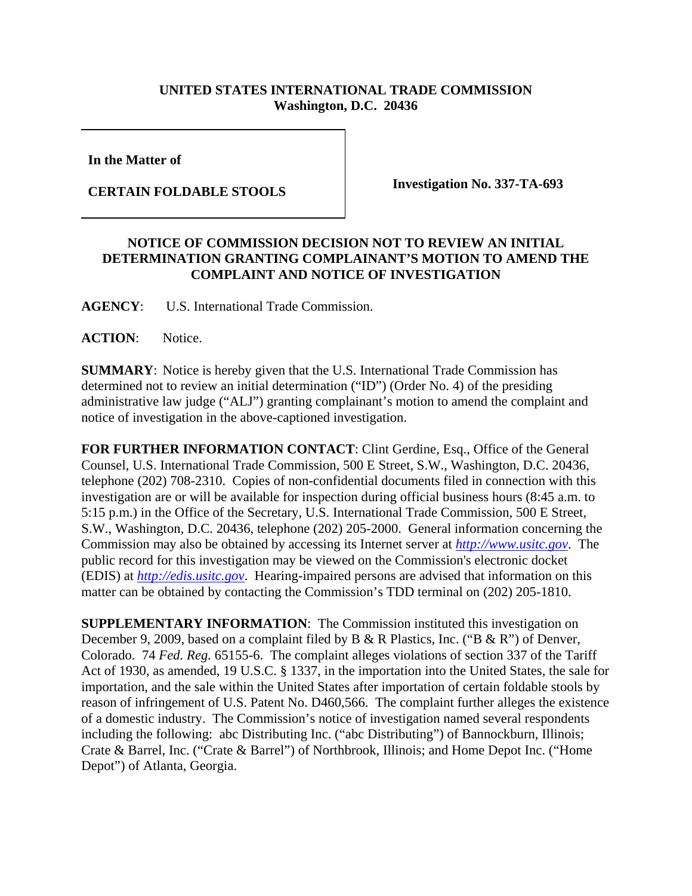**UNITED STATES INTERNATIONAL TRADE COMMISSION**
**Washington, D.C. 20436**

| | |
|---|---|
| **In the Matter of**<br><br>**CERTAIN FOLDABLE STOOLS** | **Investigation No. 337-TA-693** |

**NOTICE OF COMMISSION DECISION NOT TO REVIEW AN INITIAL DETERMINATION GRANTING COMPLAINANT'S MOTION TO AMEND THE COMPLAINT AND NOTICE OF INVESTIGATION**

**AGENCY**: U.S. International Trade Commission.

**ACTION**: Notice.

**SUMMARY**: Notice is hereby given that the U.S. International Trade Commission has determined not to review an initial determination ("ID") (Order No. 4) of the presiding administrative law judge ("ALJ") granting complainant's motion to amend the complaint and notice of investigation in the above-captioned investigation.

**FOR FURTHER INFORMATION CONTACT**: Clint Gerdine, Esq., Office of the General Counsel, U.S. International Trade Commission, 500 E Street, S.W., Washington, D.C. 20436, telephone (202) 708-2310. Copies of non-confidential documents filed in connection with this investigation are or will be available for inspection during official business hours (8:45 a.m. to 5:15 p.m.) in the Office of the Secretary, U.S. International Trade Commission, 500 E Street, S.W., Washington, D.C. 20436, telephone (202) 205-2000. General information concerning the Commission may also be obtained by accessing its Internet server at *http://www.usitc.gov*. The public record for this investigation may be viewed on the Commission's electronic docket (EDIS) at *http://edis.usitc.gov*. Hearing-impaired persons are advised that information on this matter can be obtained by contacting the Commission's TDD terminal on (202) 205-1810.

**SUPPLEMENTARY INFORMATION**: The Commission instituted this investigation on December 9, 2009, based on a complaint filed by B & R Plastics, Inc. ("B & R") of Denver, Colorado. 74 *Fed. Reg.* 65155-6. The complaint alleges violations of section 337 of the Tariff Act of 1930, as amended, 19 U.S.C. § 1337, in the importation into the United States, the sale for importation, and the sale within the United States after importation of certain foldable stools by reason of infringement of U.S. Patent No. D460,566. The complaint further alleges the existence of a domestic industry. The Commission's notice of investigation named several respondents including the following: abc Distributing Inc. ("abc Distributing") of Bannockburn, Illinois; Crate & Barrel, Inc. ("Crate & Barrel") of Northbrook, Illinois; and Home Depot Inc. ("Home Depot") of Atlanta, Georgia.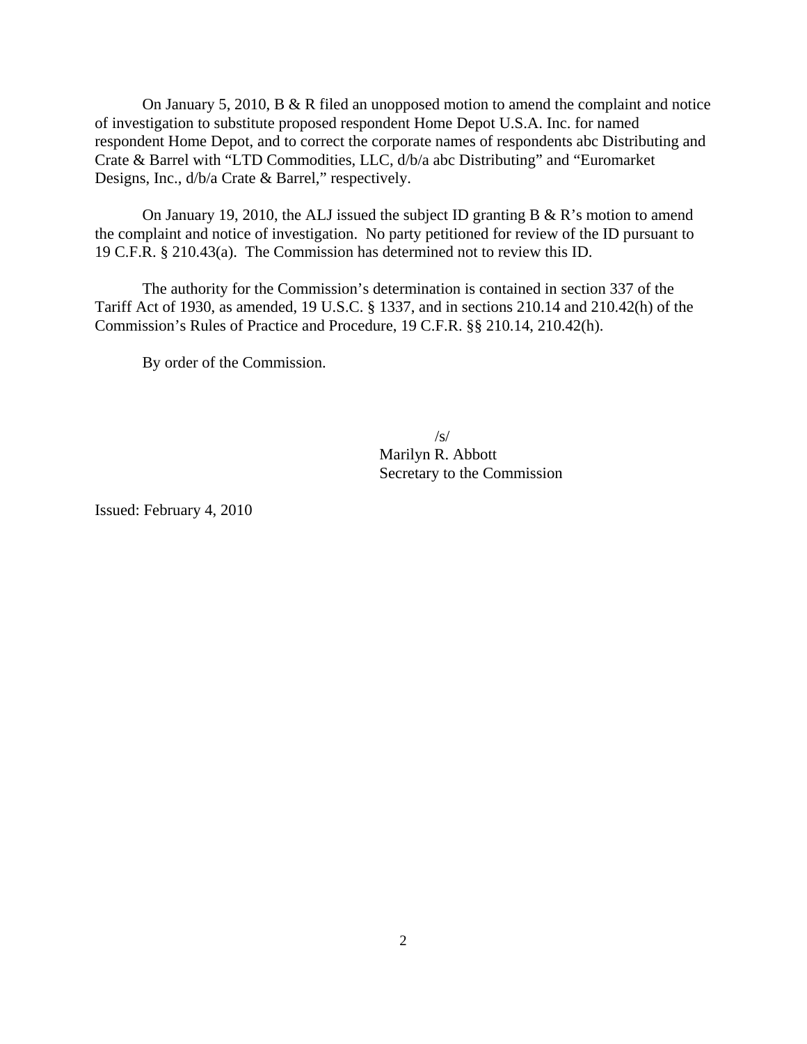On January 5, 2010, B & R filed an unopposed motion to amend the complaint and notice of investigation to substitute proposed respondent Home Depot U.S.A. Inc. for named respondent Home Depot, and to correct the corporate names of respondents abc Distributing and Crate & Barrel with "LTD Commodities, LLC, d/b/a abc Distributing" and "Euromarket Designs, Inc., d/b/a Crate & Barrel," respectively.

On January 19, 2010, the ALJ issued the subject ID granting B & R's motion to amend the complaint and notice of investigation. No party petitioned for review of the ID pursuant to 19 C.F.R. § 210.43(a). The Commission has determined not to review this ID.

The authority for the Commission's determination is contained in section 337 of the Tariff Act of 1930, as amended, 19 U.S.C. § 1337, and in sections 210.14 and 210.42(h) of the Commission's Rules of Practice and Procedure, 19 C.F.R. §§ 210.14, 210.42(h).

By order of the Commission.

/s/
Marilyn R. Abbott
Secretary to the Commission

Issued: February 4, 2010